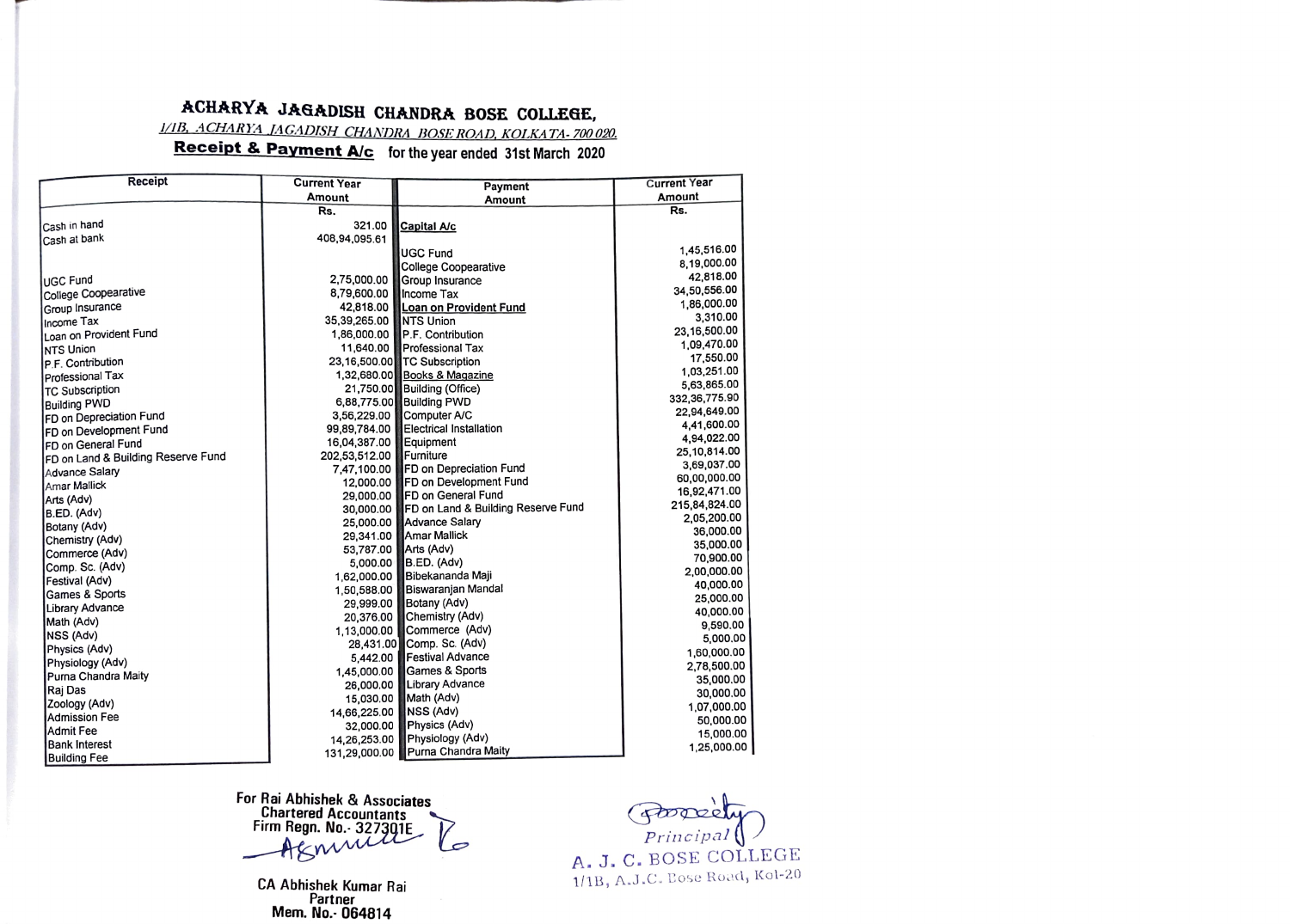# ACHARYA JAGADISH CHANDRA BOSE COLLEGE,

1/1B, ACHARYA JAGADISH CHANDRA BOSE ROAD, KOLKATA- 700 020.

## Receipt & Payment A/c for the year ended 31st March 2020

| Receipt | Current Year Amount Rs. | Payment | Current Year Amount Rs. |
|---|---|---|---|
| Cash in hand | 321.00 | **Capital A/c** | |
| Cash at bank | 408,94,095.61 | | |
| | | UGC Fund | 1,45,516.00 |
| | | College Coopearative | 8,19,000.00 |
| UGC Fund | 2,75,000.00 | Group Insurance | 42,818.00 |
| College Coopearative | 8,79,600.00 | Income Tax | 34,50,556.00 |
| Group Insurance | 42,818.00 | **Loan on Provident Fund** | 1,86,000.00 |
| Income Tax | 35,39,265.00 | NTS Union | 3,310.00 |
| Loan on Provident Fund | 1,86,000.00 | P.F. Contribution | 23,16,500.00 |
| NTS Union | 11,640.00 | Professional Tax | 1,09,470.00 |
| P.F. Contribution | 23,16,500.00 | TC Subscription | 17,550.00 |
| Professional Tax | 1,32,680.00 | **Books & Magazine** | 1,03,251.00 |
| TC Subscription | 21,750.00 | Building (Office) | 5,63,865.00 |
| Building PWD | 6,88,775.00 | Building PWD | 332,36,775.90 |
| FD on Depreciation Fund | 3,56,229.00 | Computer A/C | 22,94,649.00 |
| FD on Development Fund | 99,89,784.00 | Electrical Installation | 4,41,600.00 |
| FD on General Fund | 16,04,387.00 | Equipment | 4,94,022.00 |
| FD on Land & Building Reserve Fund | 202,53,512.00 | Furniture | 25,10,814.00 |
| Advance Salary | 7,47,100.00 | FD on Depreciation Fund | 3,69,037.00 |
| Amar Mallick | 12,000.00 | FD on Development Fund | 60,00,000.00 |
| Arts (Adv) | 29,000.00 | FD on General Fund | 16,92,471.00 |
| B.ED. (Adv) | 30,000.00 | FD on Land & Building Reserve Fund | 215,84,824.00 |
| Botany (Adv) | 25,000.00 | Advance Salary | 2,05,200.00 |
| Chemistry (Adv) | 29,341.00 | Amar Mallick | 36,000.00 |
| Commerce (Adv) | 53,787.00 | Arts (Adv) | 35,000.00 |
| Comp. Sc. (Adv) | 5,000.00 | B.ED. (Adv) | 70,900.00 |
| Festival (Adv) | 1,62,000.00 | Bibekananda Maji | 2,00,000.00 |
| Games & Sports | 1,50,588.00 | Biswaranjan Mandal | 40,000.00 |
| Library Advance | 29,999.00 | Botany (Adv) | 25,000.00 |
| Math (Adv) | 20,376.00 | Chemistry (Adv) | 40,000.00 |
| NSS (Adv) | 1,13,000.00 | Commerce (Adv) | 9,590.00 |
| Physics (Adv) | 28,431.00 | Comp. Sc. (Adv) | 5,000.00 |
| Physiology (Adv) | 5,442.00 | Festival Advance | 1,60,000.00 |
| Purna Chandra Maity | 1,45,000.00 | Games & Sports | 2,78,500.00 |
| Raj Das | 26,000.00 | Library Advance | 35,000.00 |
| Zoology (Adv) | 15,030.00 | Math (Adv) | 30,000.00 |
| Admission Fee | 14,66,225.00 | NSS (Adv) | 1,07,000.00 |
| Admit Fee | 32,000.00 | Physics (Adv) | 50,000.00 |
| Bank Interest | 14,26,253.00 | Physiology (Adv) | 15,000.00 |
| Building Fee | 131,29,000.00 | Purna Chandra Maity | 1,25,000.00 |

For Rai Abhishek & Associates
Chartered Accountants
Firm Regn. No.- 327301E

CA Abhishek Kumar Rai
Partner
Mem. No.- 064814

Principal
A. J. C. BOSE COLLEGE
1/1B, A.J.C. Bose Road, Kol-20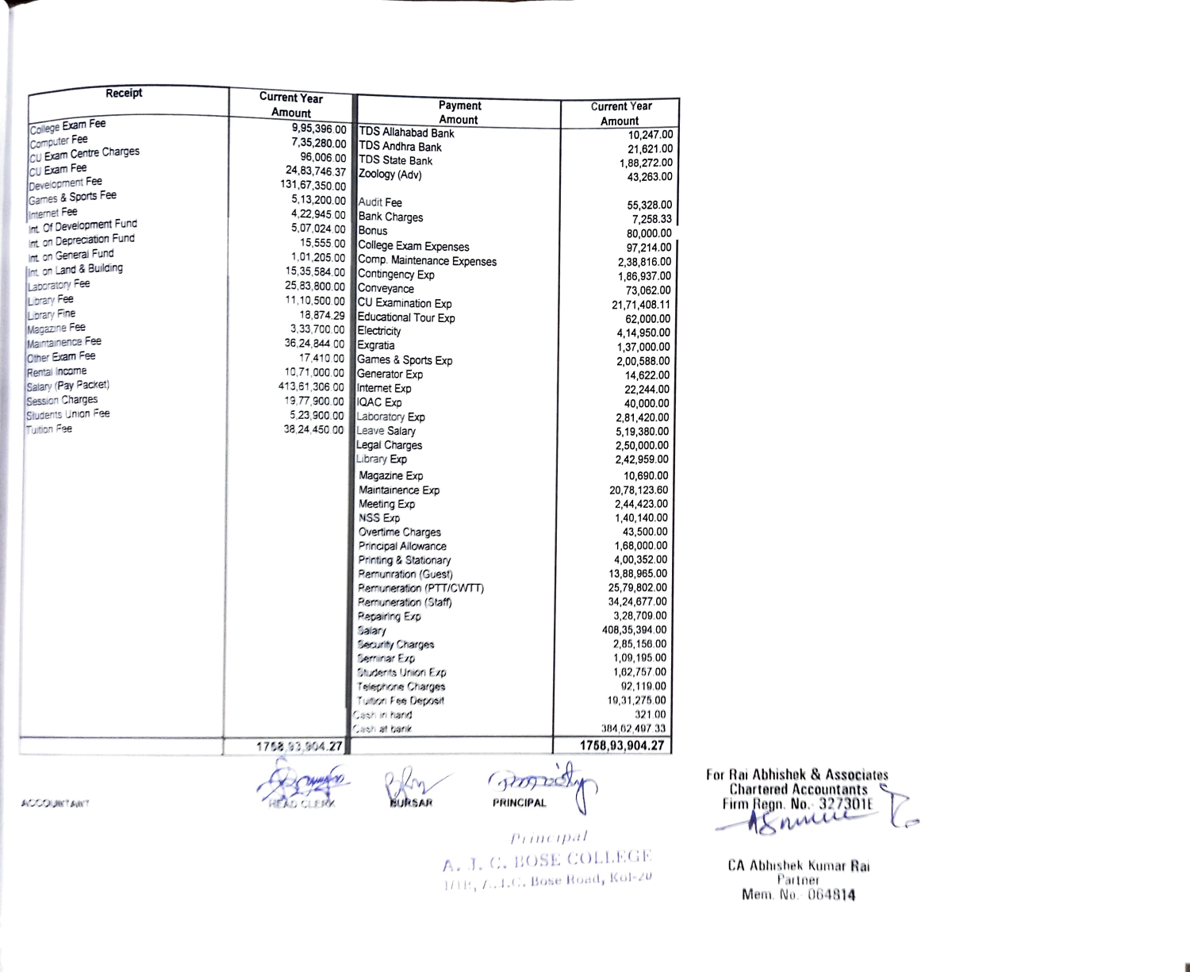| Receipt | Current Year Amount | Payment | Current Year Amount |
|---|---|---|---|
| College Exam Fee | 9,95,396.00 | TDS Allahabad Bank | 10,247.00 |
| Computer Fee | 7,35,280.00 | TDS Andhra Bank | 21,621.00 |
| CU Exam Centre Charges | 96,006.00 | TDS State Bank | 1,88,272.00 |
| CU Exam Fee | 24,83,746.37 | Zoology (Adv) | 43,263.00 |
| Development Fee | 131,67,350.00 | | |
| Games & Sports Fee | 5,13,200.00 | Audit Fee | 55,328.00 |
| Internet Fee | 4,22,945.00 | Bank Charges | 7,258.33 |
| Int. Of Development Fund | 5,07,024.00 | Bonus | 80,000.00 |
| Int. on Depreciation Fund | 15,555.00 | College Exam Expenses | 97,214.00 |
| Int. on General Fund | 1,01,205.00 | Comp. Maintenance Expenses | 2,38,816.00 |
| Int. on Land & Building | 15,35,584.00 | Contingency Exp | 1,86,937.00 |
| Laboratory Fee | 25,83,800.00 | Conveyance | 73,062.00 |
| Library Fee | 11,10,500.00 | CU Examination Exp | 21,71,408.11 |
| Library Fine | 18,874.29 | Educational Tour Exp | 62,000.00 |
| Magazine Fee | 3,33,700.00 | Electricity | 4,14,950.00 |
| Maintainence Fee | 36,24,844.00 | Exgratia | 1,37,000.00 |
| Other Exam Fee | 17,410.00 | Games & Sports Exp | 2,00,588.00 |
| Rental Income | 10,71,000.00 | Generator Exp | 14,622.00 |
| Salary (Pay Packet) | 413,61,306.00 | Internet Exp | 22,244.00 |
| Session Charges | 19,77,900.00 | IQAC Exp | 40,000.00 |
| Students Union Fee | 5,23,900.00 | Laboratory Exp | 2,81,420.00 |
| Tuition Fee | 38,24,450.00 | Leave Salary | 5,19,380.00 |
| | | Legal Charges | 2,50,000.00 |
| | | Library Exp | 2,42,959.00 |
| | | Magazine Exp | 10,690.00 |
| | | Maintainence Exp | 20,78,123.60 |
| | | Meeting Exp | 2,44,423.00 |
| | | NSS Exp | 1,40,140.00 |
| | | Overtime Charges | 43,500.00 |
| | | Principal Allowance | 1,68,000.00 |
| | | Printing & Stationary | 4,00,352.00 |
| | | Remunration (Guest) | 13,88,965.00 |
| | | Remuneration (PTT/CWTT) | 25,79,802.00 |
| | | Remuneration (Staff) | 34,24,677.00 |
| | | Repairing Exp | 3,28,709.00 |
| | | Salary | 408,35,394.00 |
| | | Security Charges | 2,85,156.00 |
| | | Seminar Exp | 1,09,195.00 |
| | | Students Union Exp | 1,62,757.00 |
| | | Telephone Charges | 92,119.00 |
| | | Tuition Fee Deposit | 19,31,275.00 |
| | | Cash in hand | 321.00 |
| | | Cash at bank | 384,62,497.33 |
| | **1758,93,904.27** | | **1758,93,904.27** |

ACCOUNTANT HEAD CLERK BURSAR PRINCIPAL

Principal
A. J. C. BOSE COLLEGE
1/1B, A.J.C. Bose Road, Kol-20

For Rai Abhishek & Associates
Chartered Accountants
Firm Regn. No.: 327301E

CA Abhishek Kumar Rai
Partner
Mem. No.: 064814